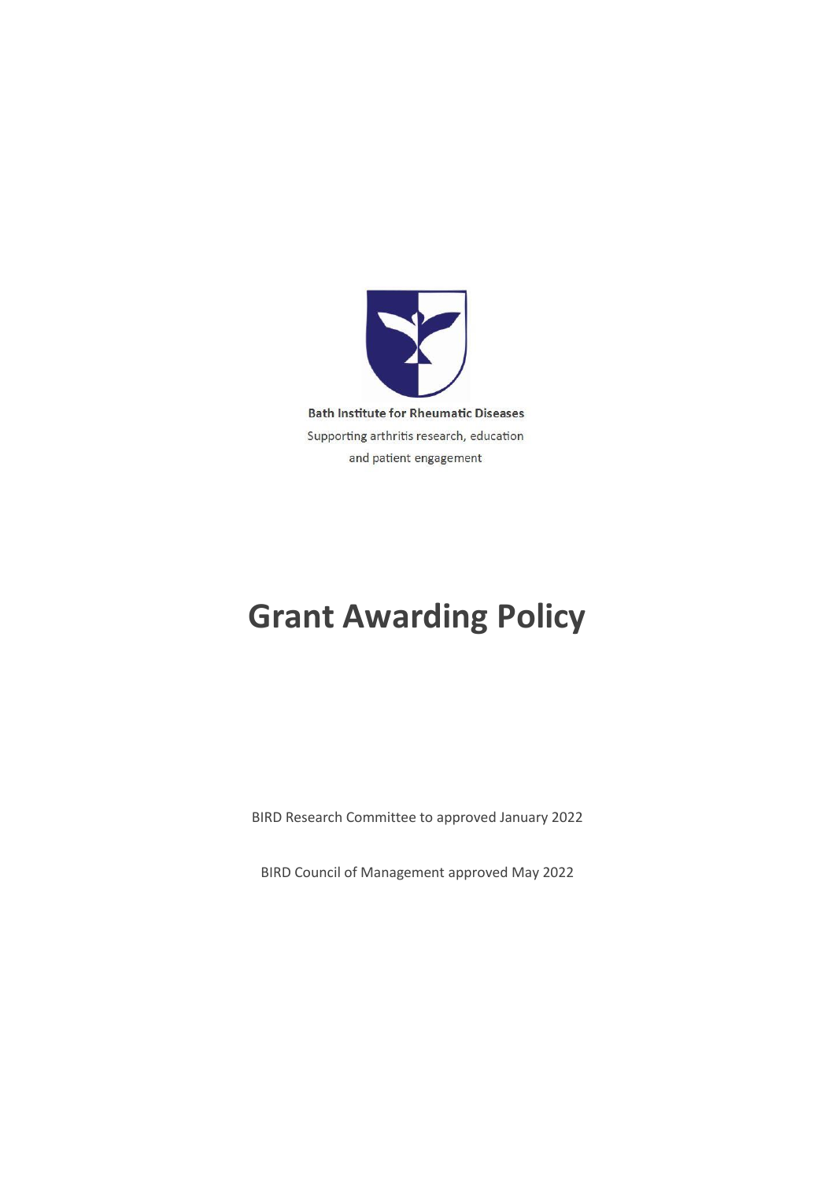Bath Institute for Rheumatic Diseases

Supporting arthritis research, education and patient engagement

# Grant Awarding Policy

BIRD Research Committee to approved January 2022

BIRD Council of Management approved May 2022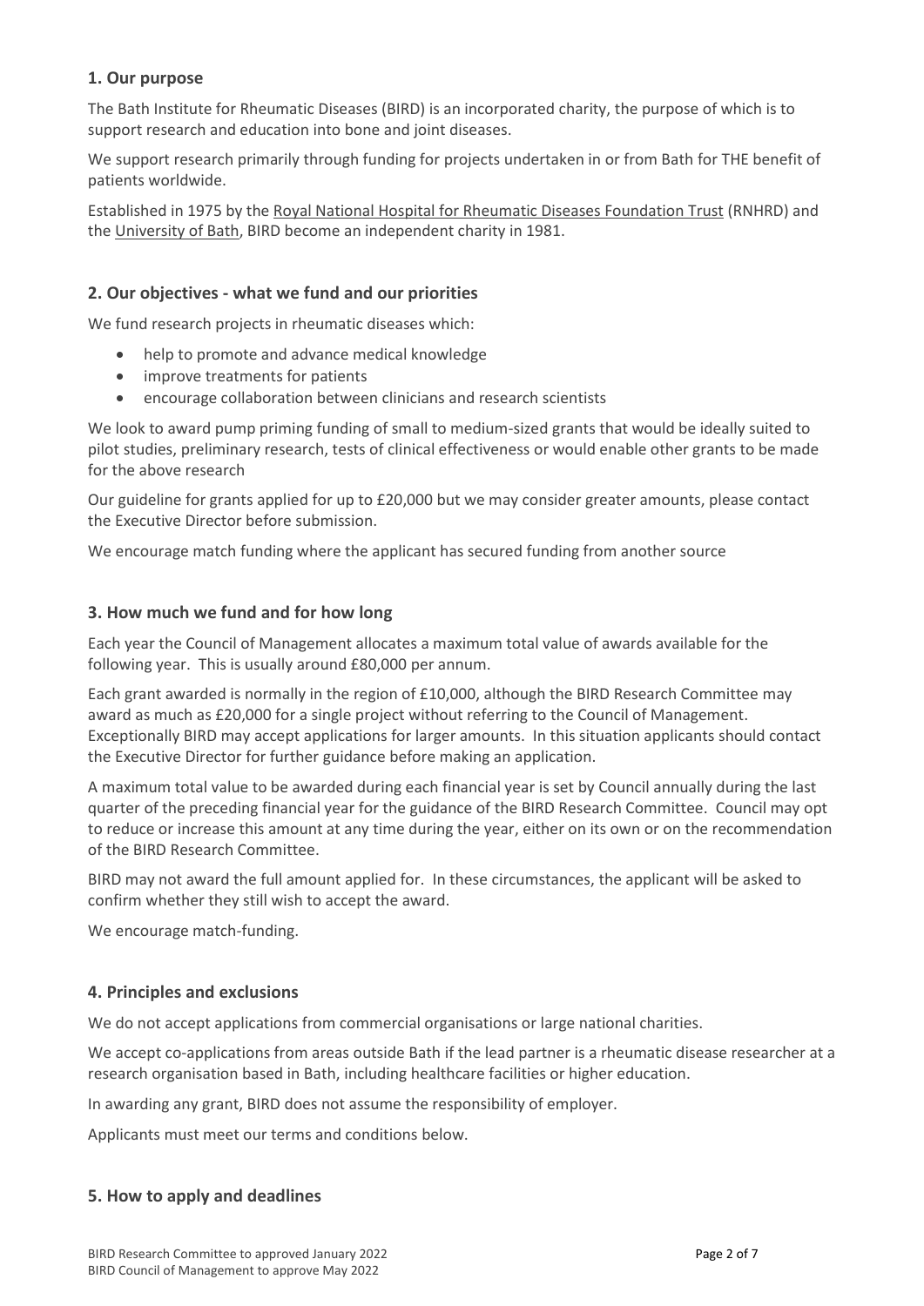## 1. Our purpose

The Bath Institute for Rheumatic Diseases (BIRD) is an incorporated charity, the purpose of which is to support research and education into bone and joint diseases.

We support research primarily through funding for projects undertaken in or from Bath for THE benefit of patients worldwide.

Established in 1975 by the Royal National Hospital for Rheumatic Diseases Foundation Trust (RNHRD) and the University of Bath, BIRD become an independent charity in 1981.

## 2. Our objectives - what we fund and our priorities

We fund research projects in rheumatic diseases which:

- help to promote and advance medical knowledge
- improve treatments for patients
- encourage collaboration between clinicians and research scientists

We look to award pump priming funding of small to medium-sized grants that would be ideally suited to pilot studies, preliminary research, tests of clinical effectiveness or would enable other grants to be made for the above research

Our guideline for grants applied for up to £20,000 but we may consider greater amounts, please contact the Executive Director before submission.

We encourage match funding where the applicant has secured funding from another source

## 3. How much we fund and for how long

Each year the Council of Management allocates a maximum total value of awards available for the following year. This is usually around £80,000 per annum.

Each grant awarded is normally in the region of £10,000, although the BIRD Research Committee may award as much as £20,000 for a single project without referring to the Council of Management. Exceptionally BIRD may accept applications for larger amounts. In this situation applicants should contact the Executive Director for further guidance before making an application.

A maximum total value to be awarded during each financial year is set by Council annually during the last quarter of the preceding financial year for the guidance of the BIRD Research Committee. Council may opt to reduce or increase this amount at any time during the year, either on its own or on the recommendation of the BIRD Research Committee.

BIRD may not award the full amount applied for. In these circumstances, the applicant will be asked to confirm whether they still wish to accept the award.

We encourage match-funding.

## 4. Principles and exclusions

We do not accept applications from commercial organisations or large national charities.

We accept co-applications from areas outside Bath if the lead partner is a rheumatic disease researcher at a research organisation based in Bath, including healthcare facilities or higher education.

In awarding any grant, BIRD does not assume the responsibility of employer.

Applicants must meet our terms and conditions below.

## 5. How to apply and deadlines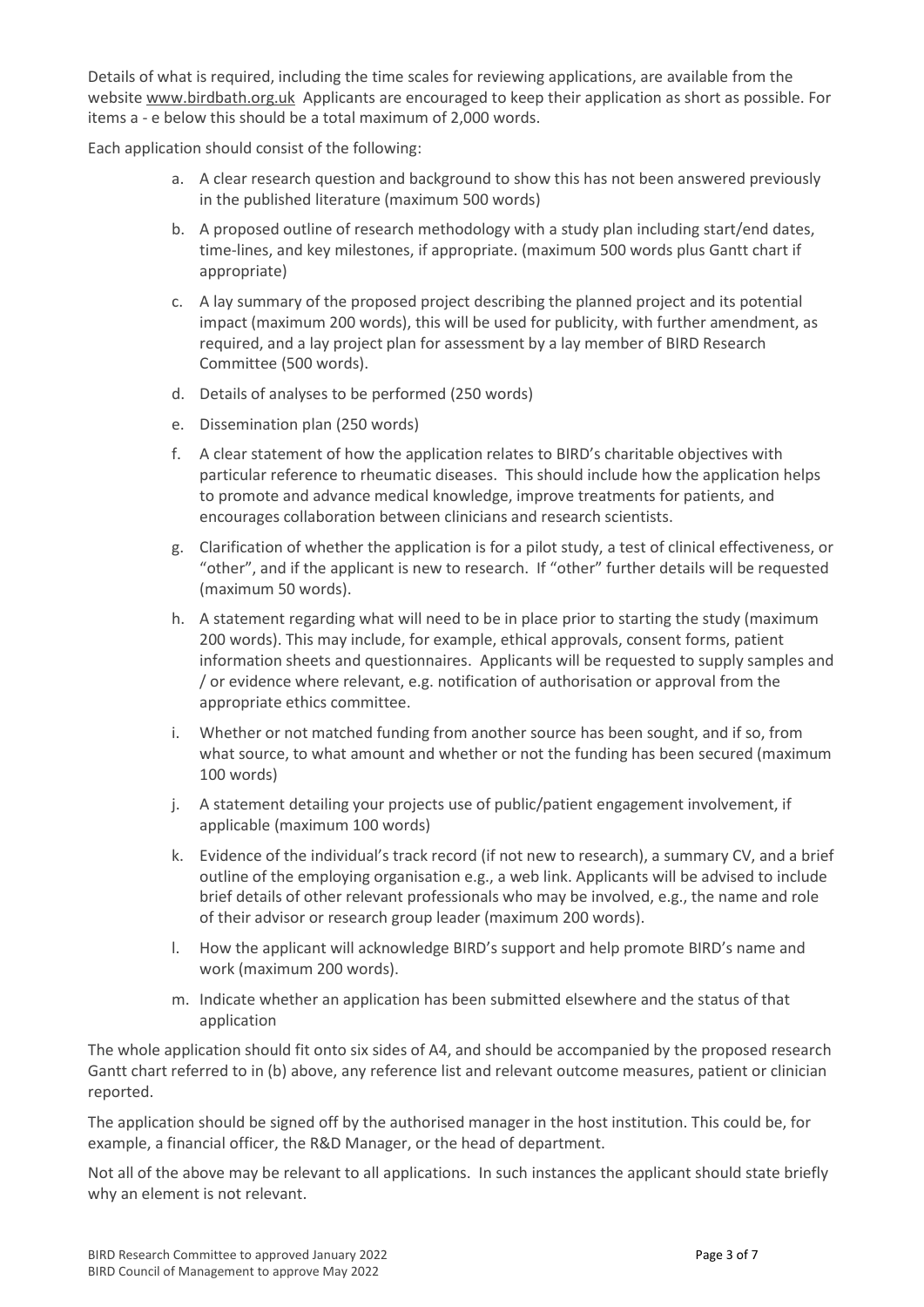Details of what is required, including the time scales for reviewing applications, are available from the website www.birdbath.org.uk Applicants are encouraged to keep their application as short as possible. For items a - e below this should be a total maximum of 2,000 words.

Each application should consist of the following:

a. A clear research question and background to show this has not been answered previously in the published literature (maximum 500 words)
b. A proposed outline of research methodology with a study plan including start/end dates, time-lines, and key milestones, if appropriate. (maximum 500 words plus Gantt chart if appropriate)
c. A lay summary of the proposed project describing the planned project and its potential impact (maximum 200 words), this will be used for publicity, with further amendment, as required, and a lay project plan for assessment by a lay member of BIRD Research Committee (500 words).
d. Details of analyses to be performed (250 words)
e. Dissemination plan (250 words)
f. A clear statement of how the application relates to BIRD's charitable objectives with particular reference to rheumatic diseases. This should include how the application helps to promote and advance medical knowledge, improve treatments for patients, and encourages collaboration between clinicians and research scientists.
g. Clarification of whether the application is for a pilot study, a test of clinical effectiveness, or "other", and if the applicant is new to research. If "other" further details will be requested (maximum 50 words).
h. A statement regarding what will need to be in place prior to starting the study (maximum 200 words). This may include, for example, ethical approvals, consent forms, patient information sheets and questionnaires. Applicants will be requested to supply samples and / or evidence where relevant, e.g. notification of authorisation or approval from the appropriate ethics committee.
i. Whether or not matched funding from another source has been sought, and if so, from what source, to what amount and whether or not the funding has been secured (maximum 100 words)
j. A statement detailing your projects use of public/patient engagement involvement, if applicable (maximum 100 words)
k. Evidence of the individual's track record (if not new to research), a summary CV, and a brief outline of the employing organisation e.g., a web link. Applicants will be advised to include brief details of other relevant professionals who may be involved, e.g., the name and role of their advisor or research group leader (maximum 200 words).
l. How the applicant will acknowledge BIRD's support and help promote BIRD's name and work (maximum 200 words).
m. Indicate whether an application has been submitted elsewhere and the status of that application

The whole application should fit onto six sides of A4, and should be accompanied by the proposed research Gantt chart referred to in (b) above, any reference list and relevant outcome measures, patient or clinician reported.

The application should be signed off by the authorised manager in the host institution. This could be, for example, a financial officer, the R&D Manager, or the head of department.

Not all of the above may be relevant to all applications. In such instances the applicant should state briefly why an element is not relevant.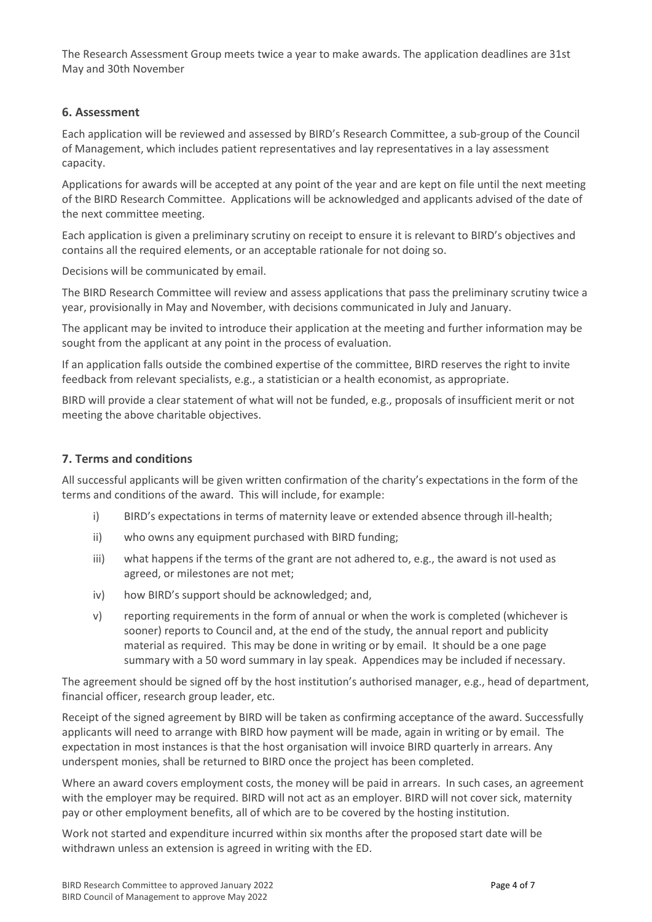The Research Assessment Group meets twice a year to make awards. The application deadlines are 31st May and 30th November

## 6. Assessment

Each application will be reviewed and assessed by BIRD's Research Committee, a sub-group of the Council of Management, which includes patient representatives and lay representatives in a lay assessment capacity.

Applications for awards will be accepted at any point of the year and are kept on file until the next meeting of the BIRD Research Committee. Applications will be acknowledged and applicants advised of the date of the next committee meeting.

Each application is given a preliminary scrutiny on receipt to ensure it is relevant to BIRD's objectives and contains all the required elements, or an acceptable rationale for not doing so.

Decisions will be communicated by email.

The BIRD Research Committee will review and assess applications that pass the preliminary scrutiny twice a year, provisionally in May and November, with decisions communicated in July and January.

The applicant may be invited to introduce their application at the meeting and further information may be sought from the applicant at any point in the process of evaluation.

If an application falls outside the combined expertise of the committee, BIRD reserves the right to invite feedback from relevant specialists, e.g., a statistician or a health economist, as appropriate.

BIRD will provide a clear statement of what will not be funded, e.g., proposals of insufficient merit or not meeting the above charitable objectives.

## 7. Terms and conditions

All successful applicants will be given written confirmation of the charity's expectations in the form of the terms and conditions of the award. This will include, for example:

i) BIRD's expectations in terms of maternity leave or extended absence through ill-health;

ii) who owns any equipment purchased with BIRD funding;

iii) what happens if the terms of the grant are not adhered to, e.g., the award is not used as agreed, or milestones are not met;

iv) how BIRD's support should be acknowledged; and,

v) reporting requirements in the form of annual or when the work is completed (whichever is sooner) reports to Council and, at the end of the study, the annual report and publicity material as required. This may be done in writing or by email. It should be a one page summary with a 50 word summary in lay speak. Appendices may be included if necessary.

The agreement should be signed off by the host institution's authorised manager, e.g., head of department, financial officer, research group leader, etc.

Receipt of the signed agreement by BIRD will be taken as confirming acceptance of the award. Successfully applicants will need to arrange with BIRD how payment will be made, again in writing or by email. The expectation in most instances is that the host organisation will invoice BIRD quarterly in arrears. Any underspent monies, shall be returned to BIRD once the project has been completed.

Where an award covers employment costs, the money will be paid in arrears. In such cases, an agreement with the employer may be required. BIRD will not act as an employer. BIRD will not cover sick, maternity pay or other employment benefits, all of which are to be covered by the hosting institution.

Work not started and expenditure incurred within six months after the proposed start date will be withdrawn unless an extension is agreed in writing with the ED.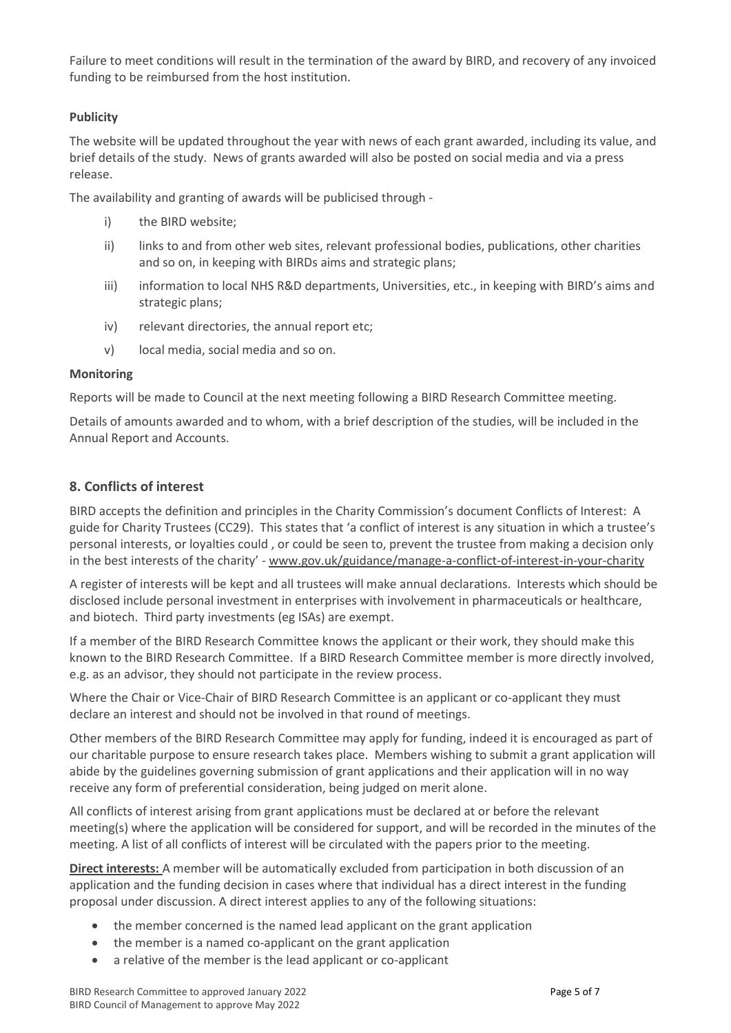Failure to meet conditions will result in the termination of the award by BIRD, and recovery of any invoiced funding to be reimbursed from the host institution.

**Publicity**

The website will be updated throughout the year with news of each grant awarded, including its value, and brief details of the study. News of grants awarded will also be posted on social media and via a press release.

The availability and granting of awards will be publicised through -

i) the BIRD website;

ii) links to and from other web sites, relevant professional bodies, publications, other charities and so on, in keeping with BIRDs aims and strategic plans;

iii) information to local NHS R&D departments, Universities, etc., in keeping with BIRD's aims and strategic plans;

iv) relevant directories, the annual report etc;

v) local media, social media and so on.

**Monitoring**

Reports will be made to Council at the next meeting following a BIRD Research Committee meeting.

Details of amounts awarded and to whom, with a brief description of the studies, will be included in the Annual Report and Accounts.

## 8. Conflicts of interest

BIRD accepts the definition and principles in the Charity Commission's document Conflicts of Interest: A guide for Charity Trustees (CC29). This states that 'a conflict of interest is any situation in which a trustee's personal interests, or loyalties could , or could be seen to, prevent the trustee from making a decision only in the best interests of the charity' - www.gov.uk/guidance/manage-a-conflict-of-interest-in-your-charity

A register of interests will be kept and all trustees will make annual declarations. Interests which should be disclosed include personal investment in enterprises with involvement in pharmaceuticals or healthcare, and biotech. Third party investments (eg ISAs) are exempt.

If a member of the BIRD Research Committee knows the applicant or their work, they should make this known to the BIRD Research Committee. If a BIRD Research Committee member is more directly involved, e.g. as an advisor, they should not participate in the review process.

Where the Chair or Vice-Chair of BIRD Research Committee is an applicant or co-applicant they must declare an interest and should not be involved in that round of meetings.

Other members of the BIRD Research Committee may apply for funding, indeed it is encouraged as part of our charitable purpose to ensure research takes place. Members wishing to submit a grant application will abide by the guidelines governing submission of grant applications and their application will in no way receive any form of preferential consideration, being judged on merit alone.

All conflicts of interest arising from grant applications must be declared at or before the relevant meeting(s) where the application will be considered for support, and will be recorded in the minutes of the meeting. A list of all conflicts of interest will be circulated with the papers prior to the meeting.

**Direct interests:** A member will be automatically excluded from participation in both discussion of an application and the funding decision in cases where that individual has a direct interest in the funding proposal under discussion. A direct interest applies to any of the following situations:

- the member concerned is the named lead applicant on the grant application
- the member is a named co-applicant on the grant application
- a relative of the member is the lead applicant or co-applicant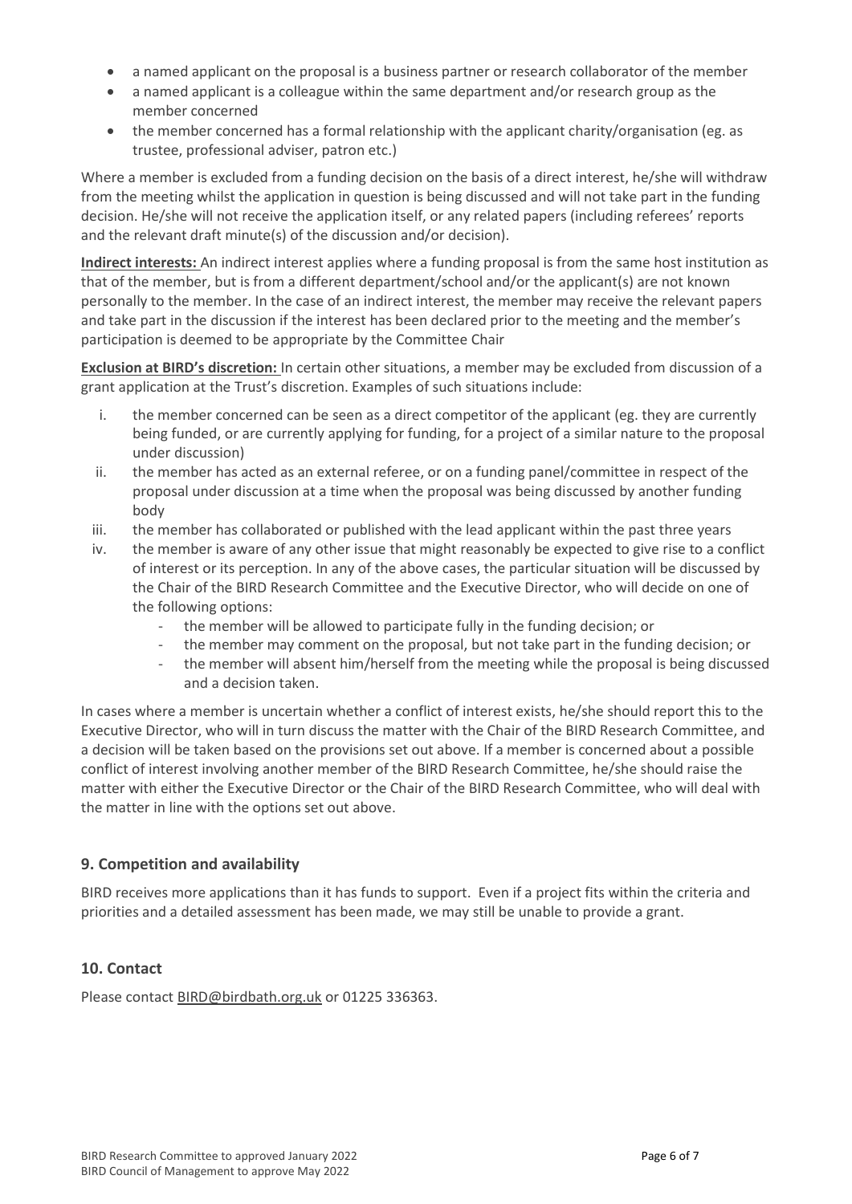- a named applicant on the proposal is a business partner or research collaborator of the member
- a named applicant is a colleague within the same department and/or research group as the member concerned
- the member concerned has a formal relationship with the applicant charity/organisation (eg. as trustee, professional adviser, patron etc.)

Where a member is excluded from a funding decision on the basis of a direct interest, he/she will withdraw from the meeting whilst the application in question is being discussed and will not take part in the funding decision. He/she will not receive the application itself, or any related papers (including referees' reports and the relevant draft minute(s) of the discussion and/or decision).

**Indirect interests:** An indirect interest applies where a funding proposal is from the same host institution as that of the member, but is from a different department/school and/or the applicant(s) are not known personally to the member. In the case of an indirect interest, the member may receive the relevant papers and take part in the discussion if the interest has been declared prior to the meeting and the member's participation is deemed to be appropriate by the Committee Chair

**Exclusion at BIRD's discretion:** In certain other situations, a member may be excluded from discussion of a grant application at the Trust's discretion. Examples of such situations include:

i. the member concerned can be seen as a direct competitor of the applicant (eg. they are currently being funded, or are currently applying for funding, for a project of a similar nature to the proposal under discussion)
ii. the member has acted as an external referee, or on a funding panel/committee in respect of the proposal under discussion at a time when the proposal was being discussed by another funding body
iii. the member has collaborated or published with the lead applicant within the past three years
iv. the member is aware of any other issue that might reasonably be expected to give rise to a conflict of interest or its perception. In any of the above cases, the particular situation will be discussed by the Chair of the BIRD Research Committee and the Executive Director, who will decide on one of the following options:
    - the member will be allowed to participate fully in the funding decision; or
    - the member may comment on the proposal, but not take part in the funding decision; or
    - the member will absent him/herself from the meeting while the proposal is being discussed and a decision taken.

In cases where a member is uncertain whether a conflict of interest exists, he/she should report this to the Executive Director, who will in turn discuss the matter with the Chair of the BIRD Research Committee, and a decision will be taken based on the provisions set out above. If a member is concerned about a possible conflict of interest involving another member of the BIRD Research Committee, he/she should raise the matter with either the Executive Director or the Chair of the BIRD Research Committee, who will deal with the matter in line with the options set out above.

## 9. Competition and availability

BIRD receives more applications than it has funds to support. Even if a project fits within the criteria and priorities and a detailed assessment has been made, we may still be unable to provide a grant.

## 10. Contact

Please contact BIRD@birdbath.org.uk or 01225 336363.